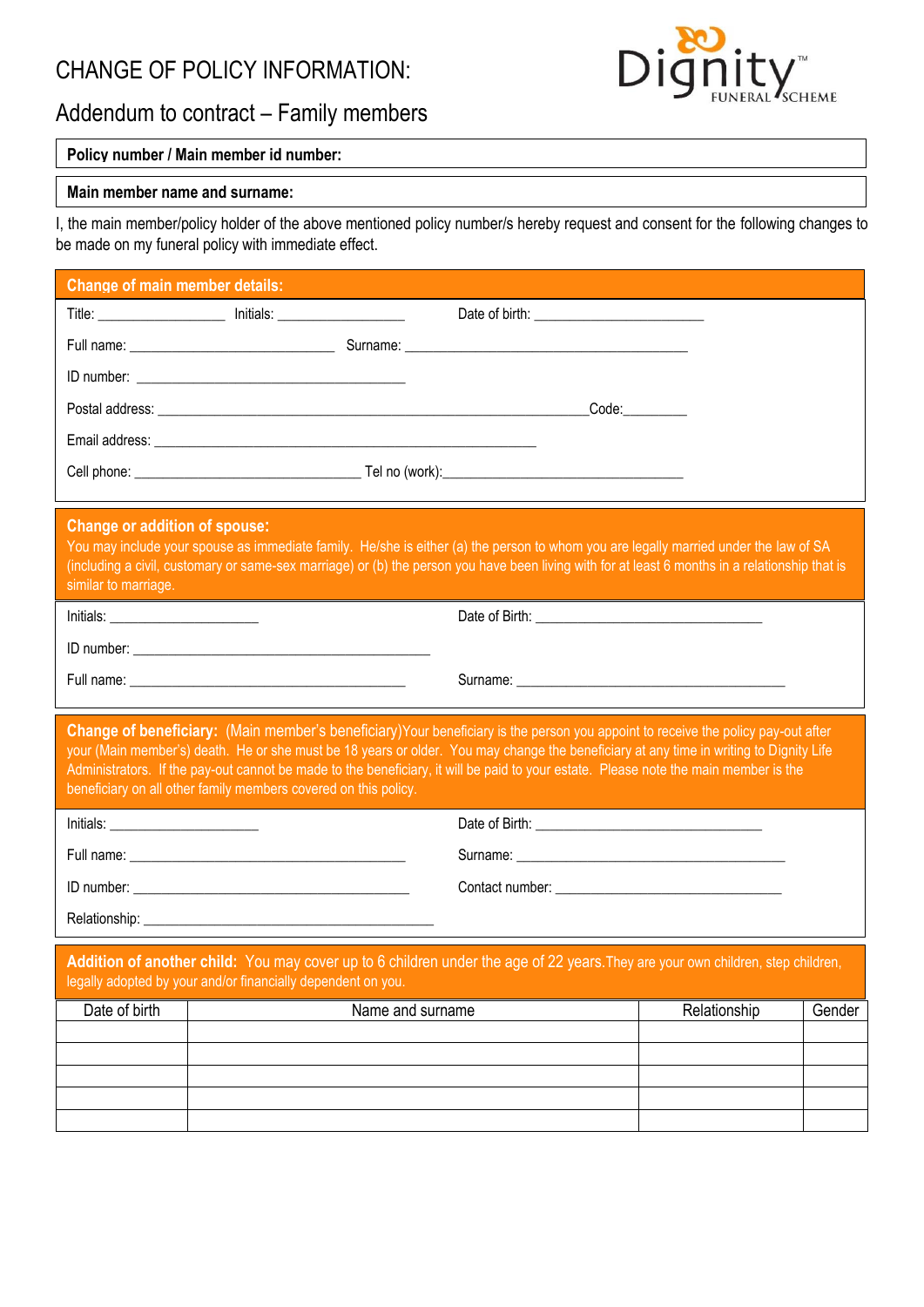# CHANGE OF POLICY INFORMATION:

## Addendum to contract – Family members

Dignity FUNERAL SCHEME™

**Policy number / Main member id number:**

**Main member name and surname:**

I, the main member/policy holder of the above mentioned policy number/s hereby request and consent for the following changes to be made on my funeral policy with immediate effect.

### Change of main member details:

Title: ________________ Initials: ________________ Date of birth: ______________________

Full name: ___________________________ Surname: _____________________________________

ID number: ____________________________________

Postal address: ________________________________________________________Code:________

Email address: __________________________________________________

Cell phone: ______________________________ Tel no (work):________________________________

### Change or addition of spouse:

You may include your spouse as immediate family. He/she is either (a) the person to whom you are legally married under the law of SA (including a civil, customary or same-sex marriage) or (b) the person you have been living with for at least 6 months in a relationship that is similar to marriage.

Initials: ____________________ Date of Birth: ______________________________

ID number: _______________________________________

Full name: ____________________________________ Surname: ___________________________________

### Change of beneficiary:

(Main member's beneficiary)Your beneficiary is the person you appoint to receive the policy pay-out after your (Main member's) death. He or she must be 18 years or older. You may change the beneficiary at any time in writing to Dignity Life Administrators. If the pay-out cannot be made to the beneficiary, it will be paid to your estate. Please note the main member is the beneficiary on all other family members covered on this policy.

Initials: ____________________ Date of Birth: ______________________________

Full name: ____________________________________ Surname: ___________________________________

ID number: ____________________________________ Contact number: ______________________________

Relationship: ______________________________________

### Addition of another child:

You may cover up to 6 children under the age of 22 years. They are your own children, step children, legally adopted by your and/or financially dependent on you.

| Date of birth | Name and surname | Relationship | Gender |
|---|---|---|---|
| | | | |
| | | | |
| | | | |
| | | | |
| | | | |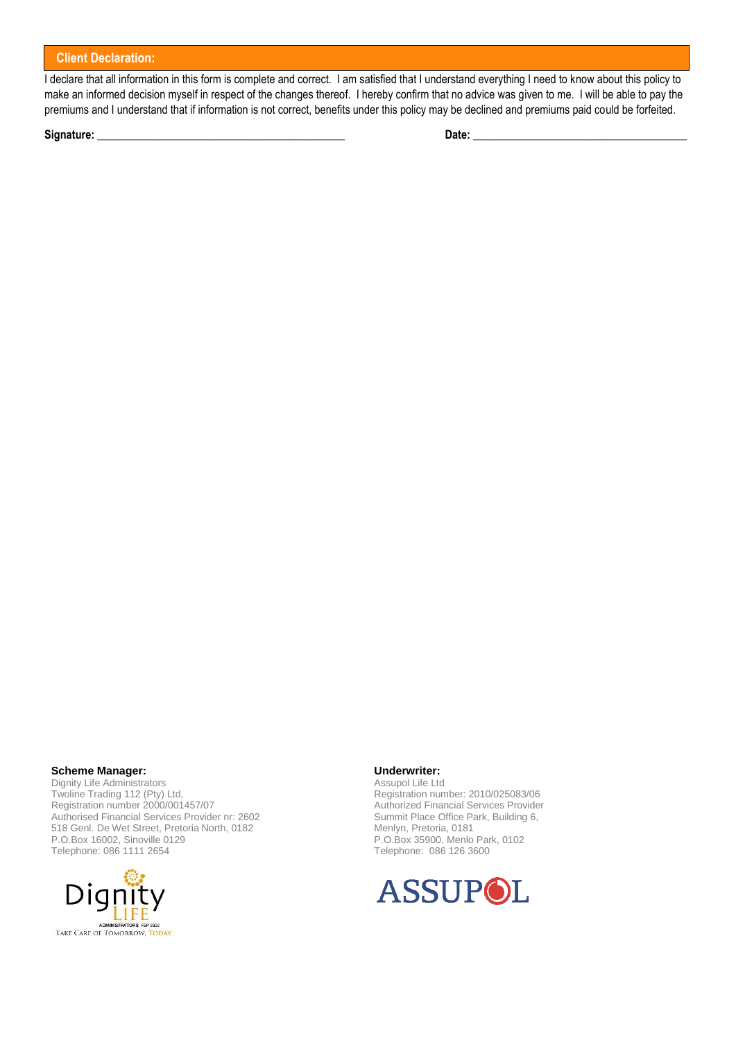## Client Declaration:

I declare that all information in this form is complete and correct. I am satisfied that I understand everything I need to know about this policy to make an informed decision myself in respect of the changes thereof. I hereby confirm that no advice was given to me. I will be able to pay the premiums and I understand that if information is not correct, benefits under this policy may be declined and premiums paid could be forfeited.

**Signature:** ____________________________________________ **Date:** ____________________________________

**Scheme Manager:**
Dignity Life Administrators
Twoline Trading 112 (Pty) Ltd,
Registration number 2000/001457/07
Authorised Financial Services Provider nr: 2602
518 Genl. De Wet Street, Pretoria North, 0182
P.O.Box 16002, Sinoville 0129
Telephone: 086 1111 2654

Dignity LIFE
ADMINISTRATORS FSP 2602
TAKE CARE OF TOMORROW, TODAY

**Underwriter:**
Assupol Life Ltd
Registration number: 2010/025083/06
Authorized Financial Services Provider
Summit Place Office Park, Building 6,
Menlyn, Pretoria, 0181
P.O.Box 35900, Menlo Park, 0102
Telephone: 086 126 3600

ASSUPOL